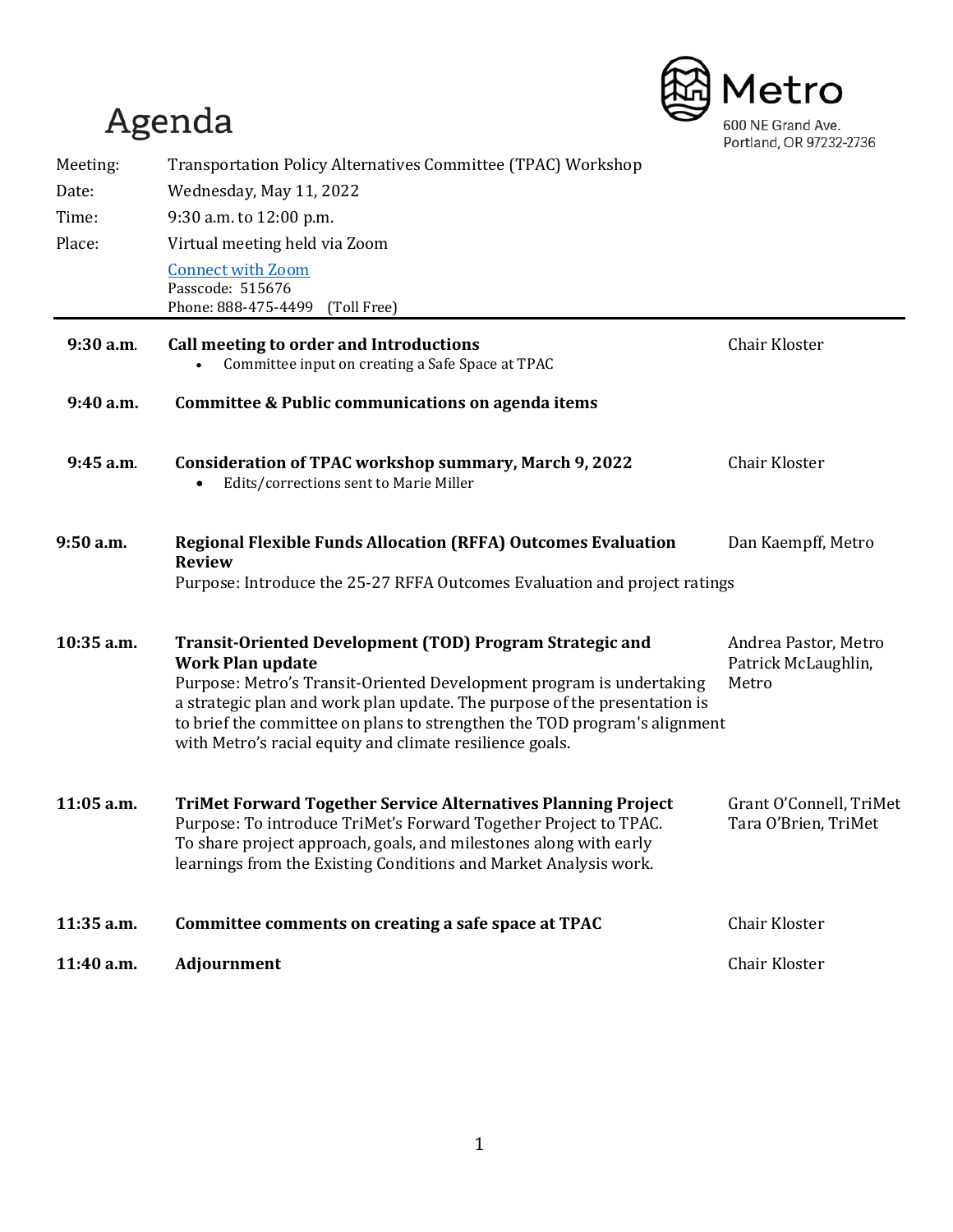# Agenda

Metro
600 NE Grand Ave.
Portland, OR 97232-2736

| | |
|---|---|
| Meeting: | Transportation Policy Alternatives Committee (TPAC) Workshop |
| Date: | Wednesday, May 11, 2022 |
| Time: | 9:30 a.m. to 12:00 p.m. |
| Place: | Virtual meeting held via Zoom |

[Connect with Zoom](#)
Passcode: 515676
Phone: 888-475-4499 (Toll Free)

---

**9:30 a.m.** **Call meeting to order and Introductions** — Chair Kloster
- Committee input on creating a Safe Space at TPAC

**9:40 a.m.** **Committee & Public communications on agenda items**

**9:45 a.m.** **Consideration of TPAC workshop summary, March 9, 2022** — Chair Kloster
- Edits/corrections sent to Marie Miller

**9:50 a.m.** **Regional Flexible Funds Allocation (RFFA) Outcomes Evaluation Review** — Dan Kaempff, Metro
Purpose: Introduce the 25-27 RFFA Outcomes Evaluation and project ratings

**10:35 a.m.** **Transit-Oriented Development (TOD) Program Strategic and Work Plan update** — Andrea Pastor, Metro; Patrick McLaughlin, Metro
Purpose: Metro's Transit-Oriented Development program is undertaking a strategic plan and work plan update. The purpose of the presentation is to brief the committee on plans to strengthen the TOD program's alignment with Metro's racial equity and climate resilience goals.

**11:05 a.m.** **TriMet Forward Together Service Alternatives Planning Project** — Grant O'Connell, TriMet; Tara O'Brien, TriMet
Purpose: To introduce TriMet's Forward Together Project to TPAC. To share project approach, goals, and milestones along with early learnings from the Existing Conditions and Market Analysis work.

**11:35 a.m.** **Committee comments on creating a safe space at TPAC** — Chair Kloster

**11:40 a.m.** **Adjournment** — Chair Kloster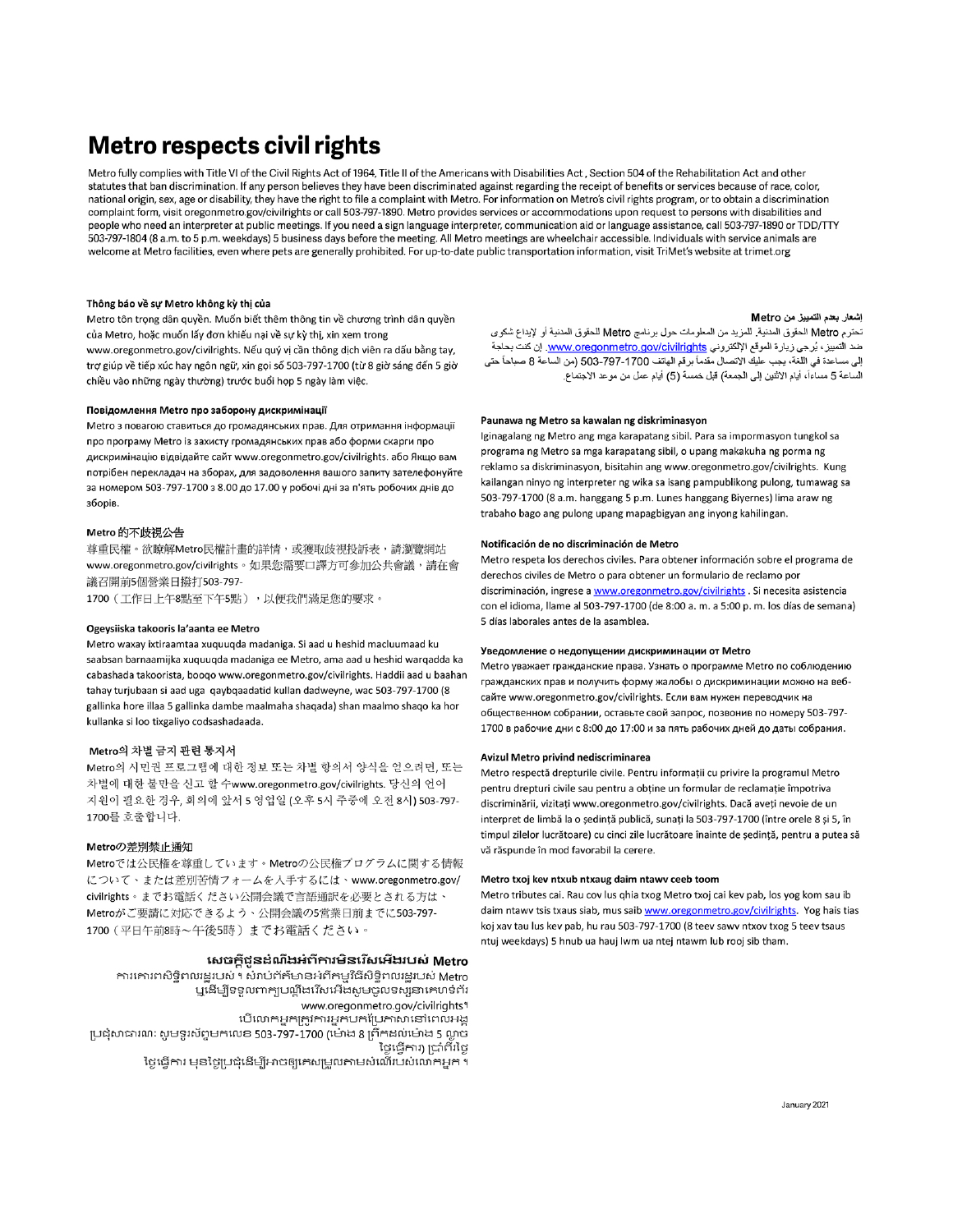# Metro respects civil rights

Metro fully complies with Title VI of the Civil Rights Act of 1964, Title II of the Americans with Disabilities Act , Section 504 of the Rehabilitation Act and other statutes that ban discrimination. If any person believes they have been discriminated against regarding the receipt of benefits or services because of race, color, national origin, sex, age or disability, they have the right to file a complaint with Metro. For information on Metro's civil rights program, or to obtain a discrimination complaint form, visit oregonmetro.gov/civilrights or call 503-797-1890. Metro provides services or accommodations upon request to persons with disabilities and people who need an interpreter at public meetings. If you need a sign language interpreter, communication aid or language assistance, call 503-797-1890 or TDD/TTY 503-797-1804 (8 a.m. to 5 p.m. weekdays) 5 business days before the meeting. All Metro meetings are wheelchair accessible. Individuals with service animals are welcome at Metro facilities, even where pets are generally prohibited. For up-to-date public transportation information, visit TriMet's website at trimet.org

**Thông báo về sự Metro không kỳ thị của**

Metro tôn trọng dân quyền. Muốn biết thêm thông tin về chương trình dân quyền của Metro, hoặc muốn lấy đơn khiếu nại về sự kỳ thị, xin xem trong www.oregonmetro.gov/civilrights. Nếu quý vị cần thông dịch viên ra dấu bằng tay, trợ giúp về tiếp xúc hay ngôn ngữ, xin gọi số 503-797-1700 (từ 8 giờ sáng đến 5 giờ chiều vào những ngày thường) trước buổi họp 5 ngày làm việc.

**Повідомлення Metro про заборону дискримінації**

Metro з повагою ставиться до громадянських прав. Для отримання інформації про програму Metro із захисту громадянських прав або форми скарги про дискримінацію відвідайте сайт www.oregonmetro.gov/civilrights. або Якщо вам потрібен перекладач на зборах, для задоволення вашого запиту зателефонуйте за номером 503-797-1700 з 8.00 до 17.00 у робочі дні за п'ять робочих днів до зборів.

**Metro 的不歧視公告**

尊重民權。欲瞭解Metro民權計畫的詳情，或獲取歧視投訴表，請瀏覽網站 www.oregonmetro.gov/civilrights。如果您需要口譯方可參加公共會議，請在會議召開前5個營業日撥打503-797-1700（工作日上午8點至下午5點），以便我們滿足您的要求。

**Ogeysiiska takooris la'aanta ee Metro**

Metro waxay ixtiraamtaa xuquuqda madaniga. Si aad u heshid macluumaad ku saabsan barnaamijka xuquuqda madaniga ee Metro, ama aad u heshid warqadda ka cabashada takoorista, booqo www.oregonmetro.gov/civilrights. Haddii aad u baahan tahay turjubaan si aad uga qaybqaadatid kullan dadweyne, wac 503-797-1700 (8 gallinka hore illaa 5 gallinka dambe maalmaha shaqada) shan maalmo shaqo ka hor kullanka si loo tixgaliyo codsashadaada.

**Metro의 차별 금지 관련 통지서**

Metro의 시민권 프로그램에 대한 정보 또는 차별 항의서 양식을 얻으려면, 또는 차별에 대한 불만을 신고 할 수www.oregonmetro.gov/civilrights. 당신의 언어 지원이 필요한 경우, 회의에 앞서 5 영업일 (오후 5시 주중에 오전 8시) 503-797-1700를 호출합니다.

**Metroの差別禁止通知**

Metroでは公民権を尊重しています。Metroの公民権プログラムに関する情報について、または差別苦情フォームを入手するには、www.oregonmetro.gov/civilrights。までお電話ください公開会議で言語通訳を必要とされる方は、Metroがご要請に対応できるよう、公開会議の5営業日前までに503-797-1700（平日午前8時～午後5時）までお電話ください。

**សេចក្តីជូនដំណឹងអំពីការមិនរើសអើងរបស់ Metro**

ការគោរពសិទ្ធិពលរដ្ឋរបស់ ។ សំរាប់ព័ត៌មានអំពីកម្មវិធីសិទ្ធិពលរដ្ឋរបស់ Metro ឬដើម្បីទទួលពាក្យបណ្តឹងរើសអើងសូមចូលទស្សនាគេហទំព័រ www.oregonmetro.gov/civilrights។ បើលោកអ្នកត្រូវការអ្នកបកប្រែភាសានៅពេលអង្គប្រជុំសាធារណៈ សូមទូរស័ព្ទមកលេខ 503-797-1700 (ម៉ោង 8 ព្រឹកដល់ម៉ោង 5 ល្ងាច ថ្ងៃធ្វើការ) ប្រាំពីរថ្ងៃ ថ្ងៃធ្វើការ មុនថ្ងៃប្រជុំដើម្បីអាចឲ្យគេសម្រួលតាមសំណើរបស់លោកអ្នក ។

**اشعار بعدم التمييز من Metro**

تحترم Metro الحقوق المدنية. للمزيد من المعلومات حول برنامج Metro للحقوق المدنية أو لإيداع شكوى ضد التمييز، يُرجى زيارة الموقع الإلكتروني www.oregonmetro.gov/civilrights. إن كنت بحاجة إلى مساعدة في اللغة، يجب عليك الاتصال مقدما برقم الهاتف 1700-797-503 (من الساعة 8 صباحاً حتى الساعة 5 مساءاً، أيام الاثنين إلى الجمعة) قبل خمسة (5) أيام عمل من موعد الاجتماع.

**Paunawa ng Metro sa kawalan ng diskriminasyon**

Iginagalang ng Metro ang mga karapatang sibil. Para sa impormasyon tungkol sa programa ng Metro sa mga karapatang sibil, o upang makakuha ng porma ng reklamo sa diskriminasyon, bisitahin ang www.oregonmetro.gov/civilrights. Kung kailangan ninyo ng interpreter ng wika sa isang pampublikong pulong, tumawag sa 503-797-1700 (8 a.m. hanggang 5 p.m. Lunes hanggang Biyernes) lima araw ng trabaho bago ang pulong upang mapagbigyan ang inyong kahilingan.

**Notificación de no discriminación de Metro**

Metro respeta los derechos civiles. Para obtener información sobre el programa de derechos civiles de Metro o para obtener un formulario de reclamo por discriminación, ingrese a www.oregonmetro.gov/civilrights . Si necesita asistencia con el idioma, llame al 503-797-1700 (de 8:00 a. m. a 5:00 p. m. los días de semana) 5 días laborales antes de la asamblea.

**Уведомление о недопущении дискриминации от Metro**

Metro уважает гражданские права. Узнать о программе Metro по соблюдению гражданских прав и получить форму жалобы о дискриминации можно на веб-сайте www.oregonmetro.gov/civilrights. Если вам нужен переводчик на общественном собрании, оставьте свой запрос, позвонив по номеру 503-797-1700 в рабочие дни с 8:00 до 17:00 и за пять рабочих дней до даты собрания.

**Avizul Metro privind nediscriminarea**

Metro respectă drepturile civile. Pentru informații cu privire la programul Metro pentru drepturi civile sau pentru a obține un formular de reclamație împotriva discriminării, vizitați www.oregonmetro.gov/civilrights. Dacă aveți nevoie de un interpret de limbă la o ședință publică, sunați la 503-797-1700 (între orele 8 și 5, în timpul zilelor lucrătoare) cu cinci zile lucrătoare înainte de ședință, pentru a putea să vă răspunde în mod favorabil la cerere.

**Metro txoj kev ntxub ntxaug daim ntawv ceeb toom**

Metro tributes cai. Rau cov lus qhia txog Metro txoj cai kev pab, los yog kom sau ib daim ntawv tsis txaus siab, mus saib www.oregonmetro.gov/civilrights. Yog hais tias koj xav tau lus kev pab, hu rau 503-797-1700 (8 teev sawv ntxov txog 5 teev tsaus ntuj weekdays) 5 hnub ua hauj lwm ua ntej ntawm lub rooj sib tham.

January 2021